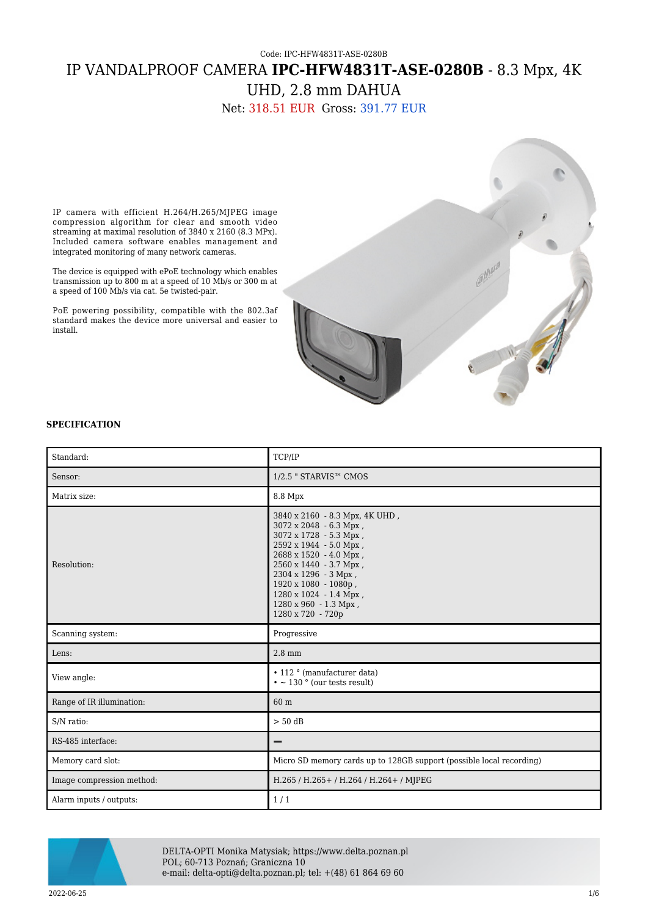Code: IPC-HFW4831T-ASE-0280B

# IP VANDALPROOF CAMERA **IPC-HFW4831T-ASE-0280B** - 8.3 Mpx, 4K UHD, 2.8 mm DAHUA

Net: 318.51 EUR Gross: 391.77 EUR

IP camera with efficient H.264/H.265/MJPEG image compression algorithm for clear and smooth video streaming at maximal resolution of 3840 x 2160 (8.3 MPx). Included camera software enables management and integrated monitoring of many network cameras.

The device is equipped with ePoE technology which enables transmission up to 800 m at a speed of 10 Mb/s or 300 m at a speed of 100 Mb/s via cat. 5e twisted-pair.

PoE powering possibility, compatible with the 802.3af standard makes the device more universal and easier to install.

**SPECIFICATION**

| | |
|---|---|
| Standard: | TCP/IP |
| Sensor: | 1/2.5 " STARVIS™ CMOS |
| Matrix size: | 8.8 Mpx |
| Resolution: | 3840 x 2160 - 8.3 Mpx, 4K UHD ,<br>3072 x 2048 - 6.3 Mpx ,<br>3072 x 1728 - 5.3 Mpx ,<br>2592 x 1944 - 5.0 Mpx ,<br>2688 x 1520 - 4.0 Mpx ,<br>2560 x 1440 - 3.7 Mpx ,<br>2304 x 1296 - 3 Mpx ,<br>1920 x 1080 - 1080p ,<br>1280 x 1024 - 1.4 Mpx ,<br>1280 x 960 - 1.3 Mpx ,<br>1280 x 720 - 720p |
| Scanning system: | Progressive |
| Lens: | 2.8 mm |
| View angle: | • 112 ° (manufacturer data)<br>• ~ 130 ° (our tests result) |
| Range of IR illumination: | 60 m |
| S/N ratio: | > 50 dB |
| RS-485 interface: | – |
| Memory card slot: | Micro SD memory cards up to 128GB support (possible local recording) |
| Image compression method: | H.265 / H.265+ / H.264 / H.264+ / MJPEG |
| Alarm inputs / outputs: | 1 / 1 |

DELTA-OPTI Monika Matysiak; https://www.delta.poznan.pl
POL; 60-713 Poznań; Graniczna 10
e-mail: delta-opti@delta.poznan.pl; tel: +(48) 61 864 69 60

2022-06-25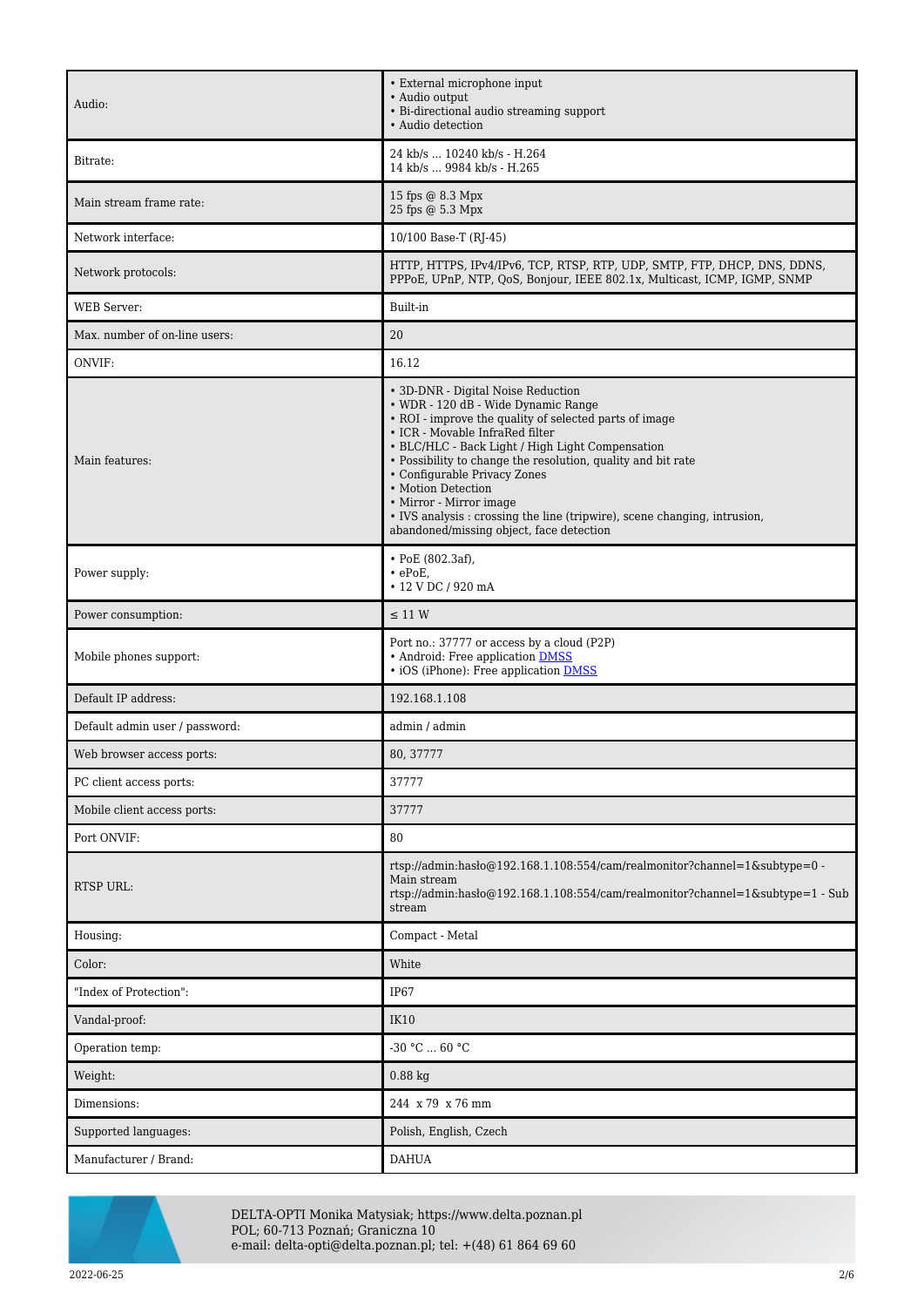| | |
|---|---|
| Audio: | • External microphone input<br>• Audio output<br>• Bi-directional audio streaming support<br>• Audio detection |
| Bitrate: | 24 kb/s ... 10240 kb/s - H.264<br>14 kb/s ... 9984 kb/s - H.265 |
| Main stream frame rate: | 15 fps @ 8.3 Mpx<br>25 fps @ 5.3 Mpx |
| Network interface: | 10/100 Base-T (RJ-45) |
| Network protocols: | HTTP, HTTPS, IPv4/IPv6, TCP, RTSP, RTP, UDP, SMTP, FTP, DHCP, DNS, DDNS, PPPoE, UPnP, NTP, QoS, Bonjour, IEEE 802.1x, Multicast, ICMP, IGMP, SNMP |
| WEB Server: | Built-in |
| Max. number of on-line users: | 20 |
| ONVIF: | 16.12 |
| Main features: | • 3D-DNR - Digital Noise Reduction<br>• WDR - 120 dB - Wide Dynamic Range<br>• ROI - improve the quality of selected parts of image<br>• ICR - Movable InfraRed filter<br>• BLC/HLC - Back Light / High Light Compensation<br>• Possibility to change the resolution, quality and bit rate<br>• Configurable Privacy Zones<br>• Motion Detection<br>• Mirror - Mirror image<br>• IVS analysis : crossing the line (tripwire), scene changing, intrusion, abandoned/missing object, face detection |
| Power supply: | • PoE (802.3af),<br>• ePoE,<br>• 12 V DC / 920 mA |
| Power consumption: | ≤ 11 W |
| Mobile phones support: | Port no.: 37777 or access by a cloud (P2P)<br>• Android: Free application DMSS<br>• iOS (iPhone): Free application DMSS |
| Default IP address: | 192.168.1.108 |
| Default admin user / password: | admin / admin |
| Web browser access ports: | 80, 37777 |
| PC client access ports: | 37777 |
| Mobile client access ports: | 37777 |
| Port ONVIF: | 80 |
| RTSP URL: | rtsp://admin:hasło@192.168.1.108:554/cam/realmonitor?channel=1&subtype=0 - Main stream<br>rtsp://admin:hasło@192.168.1.108:554/cam/realmonitor?channel=1&subtype=1 - Sub stream |
| Housing: | Compact - Metal |
| Color: | White |
| "Index of Protection": | IP67 |
| Vandal-proof: | IK10 |
| Operation temp: | -30 °C ... 60 °C |
| Weight: | 0.88 kg |
| Dimensions: | 244 x 79 x 76 mm |
| Supported languages: | Polish, English, Czech |
| Manufacturer / Brand: | DAHUA |

DELTA-OPTI Monika Matysiak; https://www.delta.poznan.pl
POL; 60-713 Poznań; Graniczna 10
e-mail: delta-opti@delta.poznan.pl; tel: +(48) 61 864 69 60

2022-06-25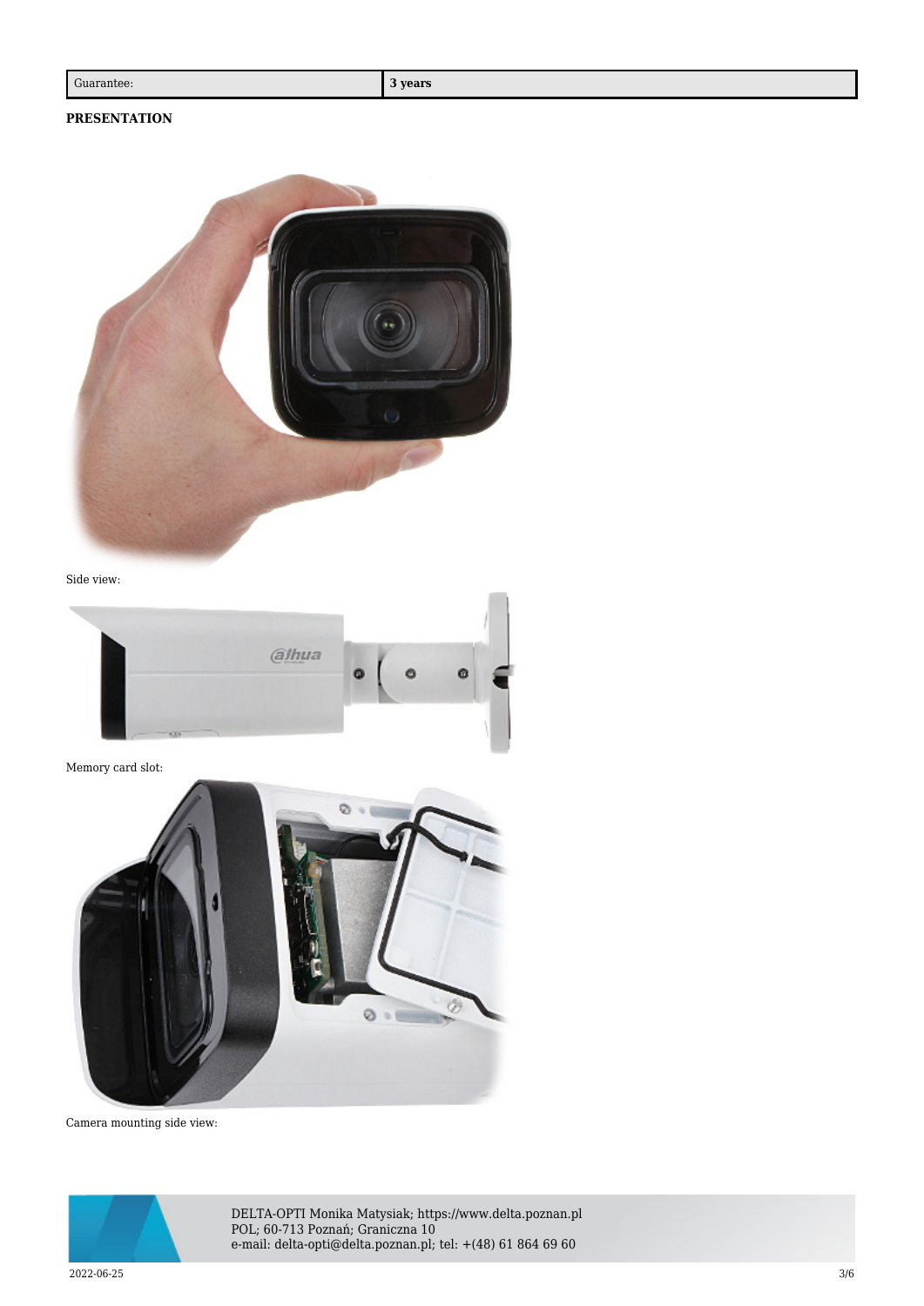| Guarantee: | **3 years** |
| --- | --- |

**PRESENTATION**

Side view:

Memory card slot:

Camera mounting side view: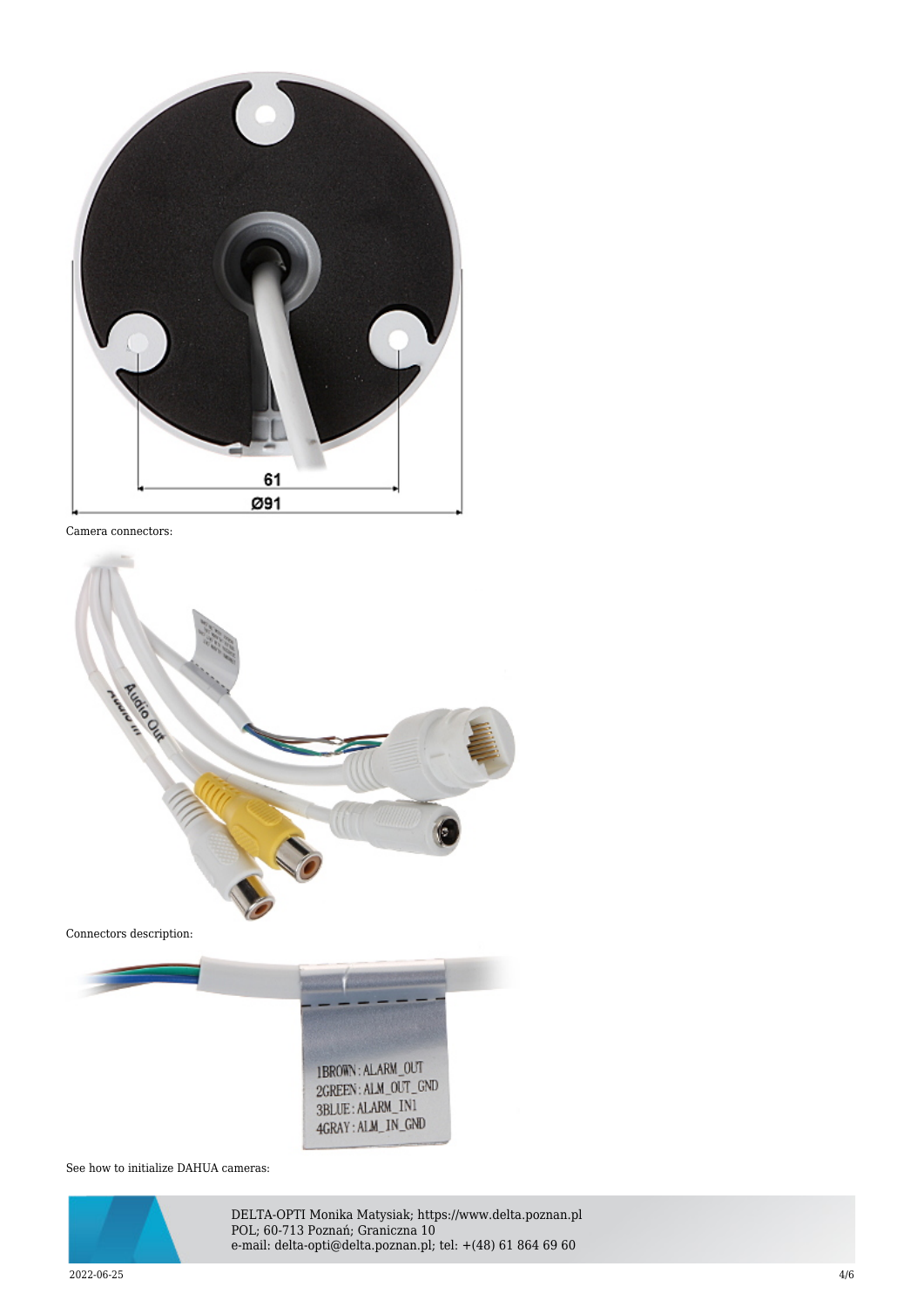Camera connectors:

Connectors description:

See how to initialize DAHUA cameras: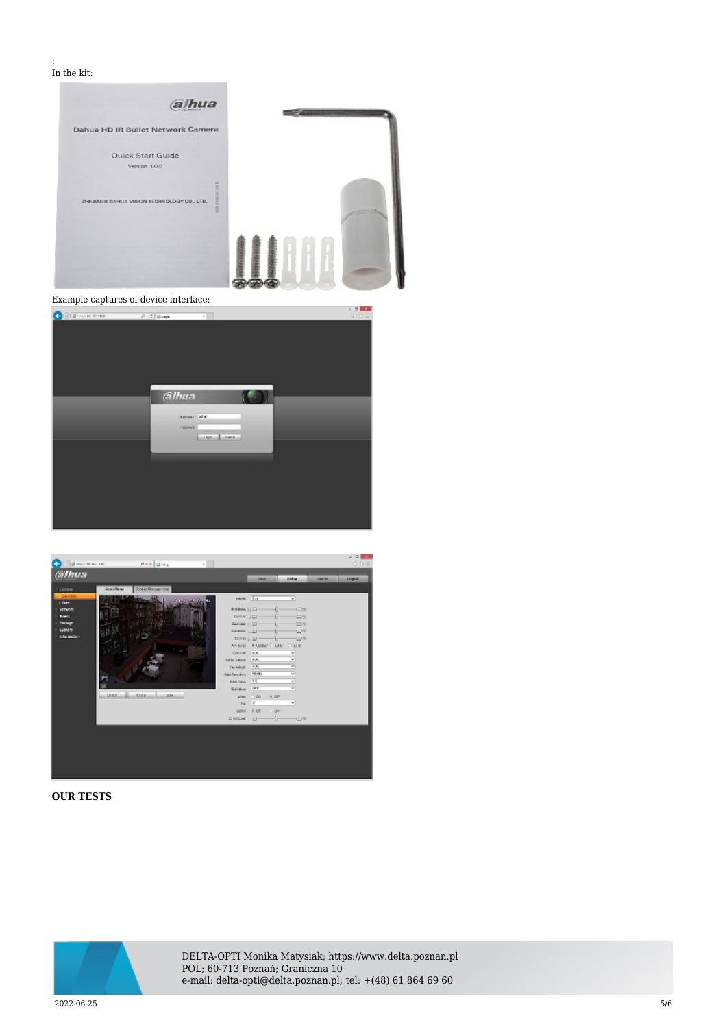:
In the kit:

Example captures of device interface:

**OUR TESTS**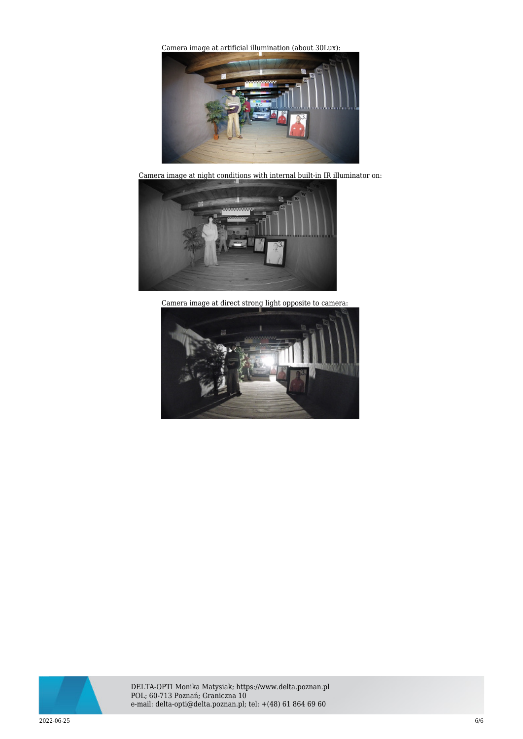Camera image at artificial illumination (about 30Lux):

Camera image at night conditions with internal built-in IR illuminator on:

Camera image at direct strong light opposite to camera: